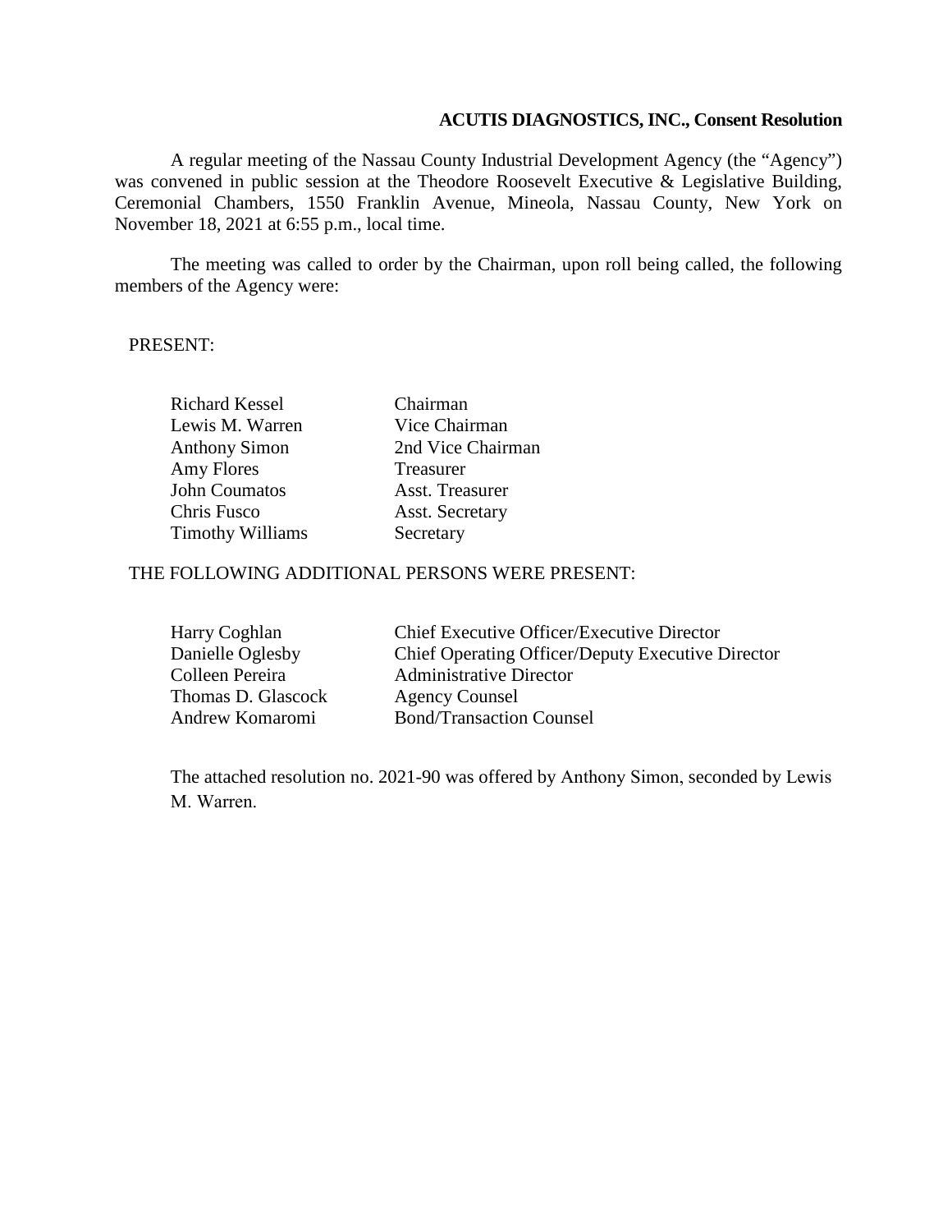**ACUTIS DIAGNOSTICS, INC., Consent Resolution**

A regular meeting of the Nassau County Industrial Development Agency (the "Agency") was convened in public session at the Theodore Roosevelt Executive & Legislative Building, Ceremonial Chambers, 1550 Franklin Avenue, Mineola, Nassau County, New York on November 18, 2021 at 6:55 p.m., local time.

The meeting was called to order by the Chairman, upon roll being called, the following members of the Agency were:

PRESENT:

| | |
|---|---|
| Richard Kessel | Chairman |
| Lewis M. Warren | Vice Chairman |
| Anthony Simon | 2nd Vice Chairman |
| Amy Flores | Treasurer |
| John Coumatos | Asst. Treasurer |
| Chris Fusco | Asst. Secretary |
| Timothy Williams | Secretary |

THE FOLLOWING ADDITIONAL PERSONS WERE PRESENT:

| | |
|---|---|
| Harry Coghlan | Chief Executive Officer/Executive Director |
| Danielle Oglesby | Chief Operating Officer/Deputy Executive Director |
| Colleen Pereira | Administrative Director |
| Thomas D. Glascock | Agency Counsel |
| Andrew Komaromi | Bond/Transaction Counsel |

The attached resolution no. 2021-90 was offered by Anthony Simon, seconded by Lewis M. Warren.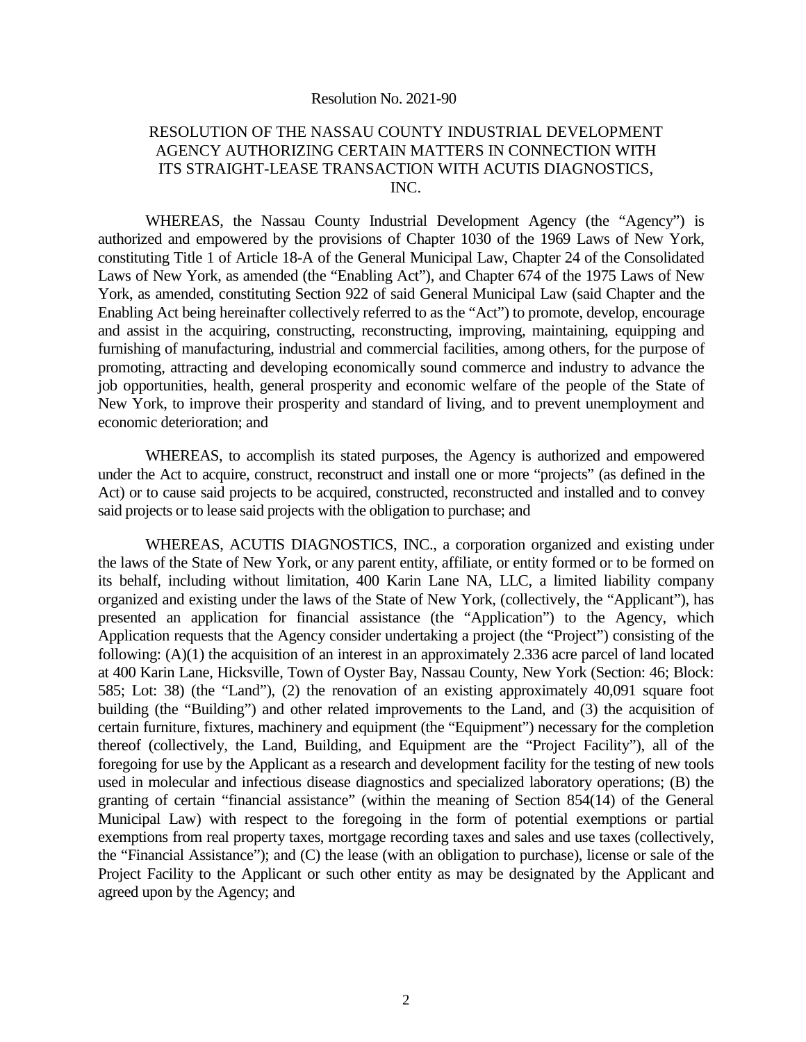Resolution No. 2021-90

RESOLUTION OF THE NASSAU COUNTY INDUSTRIAL DEVELOPMENT AGENCY AUTHORIZING CERTAIN MATTERS IN CONNECTION WITH ITS STRAIGHT-LEASE TRANSACTION WITH ACUTIS DIAGNOSTICS, INC.

WHEREAS, the Nassau County Industrial Development Agency (the "Agency") is authorized and empowered by the provisions of Chapter 1030 of the 1969 Laws of New York, constituting Title 1 of Article 18-A of the General Municipal Law, Chapter 24 of the Consolidated Laws of New York, as amended (the "Enabling Act"), and Chapter 674 of the 1975 Laws of New York, as amended, constituting Section 922 of said General Municipal Law (said Chapter and the Enabling Act being hereinafter collectively referred to as the "Act") to promote, develop, encourage and assist in the acquiring, constructing, reconstructing, improving, maintaining, equipping and furnishing of manufacturing, industrial and commercial facilities, among others, for the purpose of promoting, attracting and developing economically sound commerce and industry to advance the job opportunities, health, general prosperity and economic welfare of the people of the State of New York, to improve their prosperity and standard of living, and to prevent unemployment and economic deterioration; and

WHEREAS, to accomplish its stated purposes, the Agency is authorized and empowered under the Act to acquire, construct, reconstruct and install one or more "projects" (as defined in the Act) or to cause said projects to be acquired, constructed, reconstructed and installed and to convey said projects or to lease said projects with the obligation to purchase; and

WHEREAS, ACUTIS DIAGNOSTICS, INC., a corporation organized and existing under the laws of the State of New York, or any parent entity, affiliate, or entity formed or to be formed on its behalf, including without limitation, 400 Karin Lane NA, LLC, a limited liability company organized and existing under the laws of the State of New York, (collectively, the "Applicant"), has presented an application for financial assistance (the "Application") to the Agency, which Application requests that the Agency consider undertaking a project (the "Project") consisting of the following: (A)(1) the acquisition of an interest in an approximately 2.336 acre parcel of land located at 400 Karin Lane, Hicksville, Town of Oyster Bay, Nassau County, New York (Section: 46; Block: 585; Lot: 38) (the "Land"), (2) the renovation of an existing approximately 40,091 square foot building (the "Building") and other related improvements to the Land, and (3) the acquisition of certain furniture, fixtures, machinery and equipment (the "Equipment") necessary for the completion thereof (collectively, the Land, Building, and Equipment are the "Project Facility"), all of the foregoing for use by the Applicant as a research and development facility for the testing of new tools used in molecular and infectious disease diagnostics and specialized laboratory operations; (B) the granting of certain "financial assistance" (within the meaning of Section 854(14) of the General Municipal Law) with respect to the foregoing in the form of potential exemptions or partial exemptions from real property taxes, mortgage recording taxes and sales and use taxes (collectively, the "Financial Assistance"); and (C) the lease (with an obligation to purchase), license or sale of the Project Facility to the Applicant or such other entity as may be designated by the Applicant and agreed upon by the Agency; and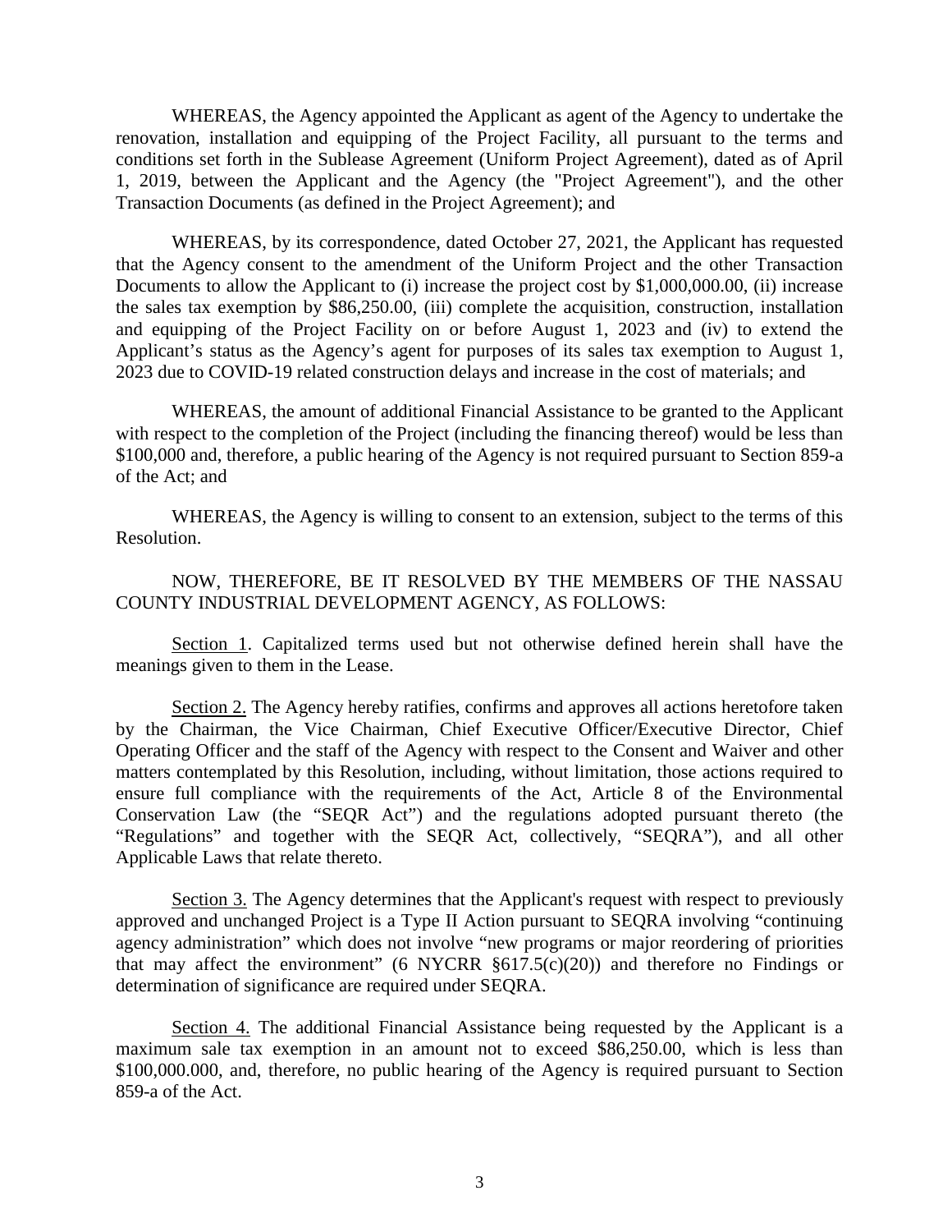WHEREAS, the Agency appointed the Applicant as agent of the Agency to undertake the renovation, installation and equipping of the Project Facility, all pursuant to the terms and conditions set forth in the Sublease Agreement (Uniform Project Agreement), dated as of April 1, 2019, between the Applicant and the Agency (the "Project Agreement"), and the other Transaction Documents (as defined in the Project Agreement); and

WHEREAS, by its correspondence, dated October 27, 2021, the Applicant has requested that the Agency consent to the amendment of the Uniform Project and the other Transaction Documents to allow the Applicant to (i) increase the project cost by $1,000,000.00, (ii) increase the sales tax exemption by $86,250.00, (iii) complete the acquisition, construction, installation and equipping of the Project Facility on or before August 1, 2023 and (iv) to extend the Applicant's status as the Agency's agent for purposes of its sales tax exemption to August 1, 2023 due to COVID-19 related construction delays and increase in the cost of materials; and

WHEREAS, the amount of additional Financial Assistance to be granted to the Applicant with respect to the completion of the Project (including the financing thereof) would be less than $100,000 and, therefore, a public hearing of the Agency is not required pursuant to Section 859-a of the Act; and

WHEREAS, the Agency is willing to consent to an extension, subject to the terms of this Resolution.

NOW, THEREFORE, BE IT RESOLVED BY THE MEMBERS OF THE NASSAU COUNTY INDUSTRIAL DEVELOPMENT AGENCY, AS FOLLOWS:

<u>Section 1</u>. Capitalized terms used but not otherwise defined herein shall have the meanings given to them in the Lease.

<u>Section 2.</u> The Agency hereby ratifies, confirms and approves all actions heretofore taken by the Chairman, the Vice Chairman, Chief Executive Officer/Executive Director, Chief Operating Officer and the staff of the Agency with respect to the Consent and Waiver and other matters contemplated by this Resolution, including, without limitation, those actions required to ensure full compliance with the requirements of the Act, Article 8 of the Environmental Conservation Law (the "SEQR Act") and the regulations adopted pursuant thereto (the "Regulations" and together with the SEQR Act, collectively, "SEQRA"), and all other Applicable Laws that relate thereto.

<u>Section 3.</u> The Agency determines that the Applicant's request with respect to previously approved and unchanged Project is a Type II Action pursuant to SEQRA involving "continuing agency administration" which does not involve "new programs or major reordering of priorities that may affect the environment" (6 NYCRR §617.5(c)(20)) and therefore no Findings or determination of significance are required under SEQRA.

<u>Section 4.</u> The additional Financial Assistance being requested by the Applicant is a maximum sale tax exemption in an amount not to exceed $86,250.00, which is less than $100,000.000, and, therefore, no public hearing of the Agency is required pursuant to Section 859-a of the Act.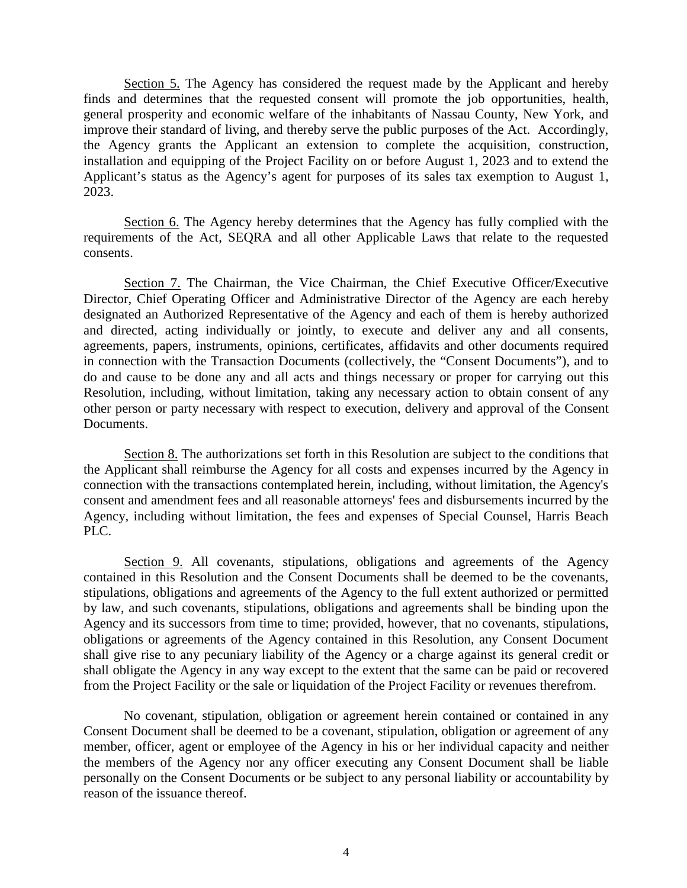Section 5. The Agency has considered the request made by the Applicant and hereby finds and determines that the requested consent will promote the job opportunities, health, general prosperity and economic welfare of the inhabitants of Nassau County, New York, and improve their standard of living, and thereby serve the public purposes of the Act. Accordingly, the Agency grants the Applicant an extension to complete the acquisition, construction, installation and equipping of the Project Facility on or before August 1, 2023 and to extend the Applicant's status as the Agency's agent for purposes of its sales tax exemption to August 1, 2023.

Section 6. The Agency hereby determines that the Agency has fully complied with the requirements of the Act, SEQRA and all other Applicable Laws that relate to the requested consents.

Section 7. The Chairman, the Vice Chairman, the Chief Executive Officer/Executive Director, Chief Operating Officer and Administrative Director of the Agency are each hereby designated an Authorized Representative of the Agency and each of them is hereby authorized and directed, acting individually or jointly, to execute and deliver any and all consents, agreements, papers, instruments, opinions, certificates, affidavits and other documents required in connection with the Transaction Documents (collectively, the "Consent Documents"), and to do and cause to be done any and all acts and things necessary or proper for carrying out this Resolution, including, without limitation, taking any necessary action to obtain consent of any other person or party necessary with respect to execution, delivery and approval of the Consent Documents.

Section 8. The authorizations set forth in this Resolution are subject to the conditions that the Applicant shall reimburse the Agency for all costs and expenses incurred by the Agency in connection with the transactions contemplated herein, including, without limitation, the Agency's consent and amendment fees and all reasonable attorneys' fees and disbursements incurred by the Agency, including without limitation, the fees and expenses of Special Counsel, Harris Beach PLC.

Section 9. All covenants, stipulations, obligations and agreements of the Agency contained in this Resolution and the Consent Documents shall be deemed to be the covenants, stipulations, obligations and agreements of the Agency to the full extent authorized or permitted by law, and such covenants, stipulations, obligations and agreements shall be binding upon the Agency and its successors from time to time; provided, however, that no covenants, stipulations, obligations or agreements of the Agency contained in this Resolution, any Consent Document shall give rise to any pecuniary liability of the Agency or a charge against its general credit or shall obligate the Agency in any way except to the extent that the same can be paid or recovered from the Project Facility or the sale or liquidation of the Project Facility or revenues therefrom.

No covenant, stipulation, obligation or agreement herein contained or contained in any Consent Document shall be deemed to be a covenant, stipulation, obligation or agreement of any member, officer, agent or employee of the Agency in his or her individual capacity and neither the members of the Agency nor any officer executing any Consent Document shall be liable personally on the Consent Documents or be subject to any personal liability or accountability by reason of the issuance thereof.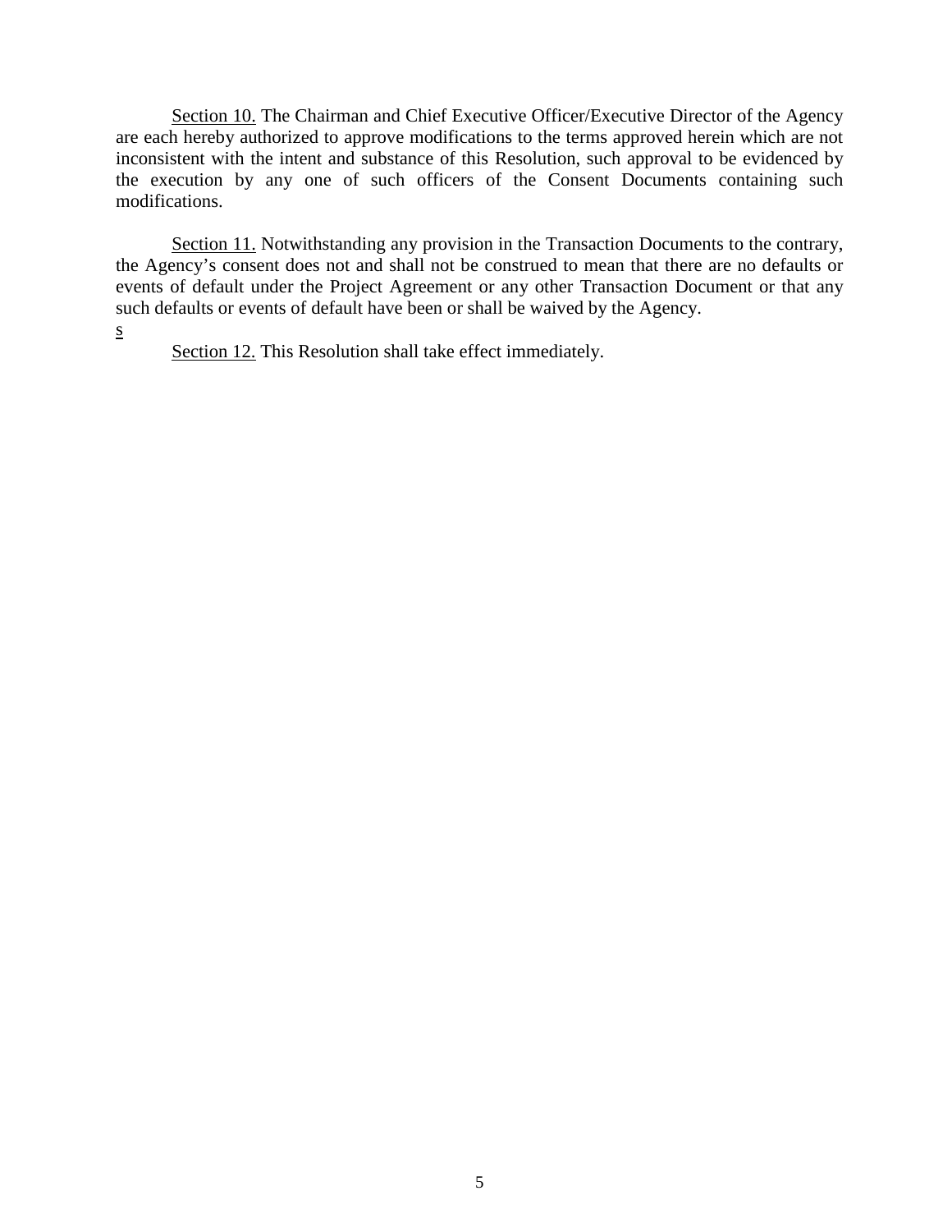Section 10. The Chairman and Chief Executive Officer/Executive Director of the Agency are each hereby authorized to approve modifications to the terms approved herein which are not inconsistent with the intent and substance of this Resolution, such approval to be evidenced by the execution by any one of such officers of the Consent Documents containing such modifications.

Section 11. Notwithstanding any provision in the Transaction Documents to the contrary, the Agency's consent does not and shall not be construed to mean that there are no defaults or events of default under the Project Agreement or any other Transaction Document or that any such defaults or events of default have been or shall be waived by the Agency.

s

Section 12. This Resolution shall take effect immediately.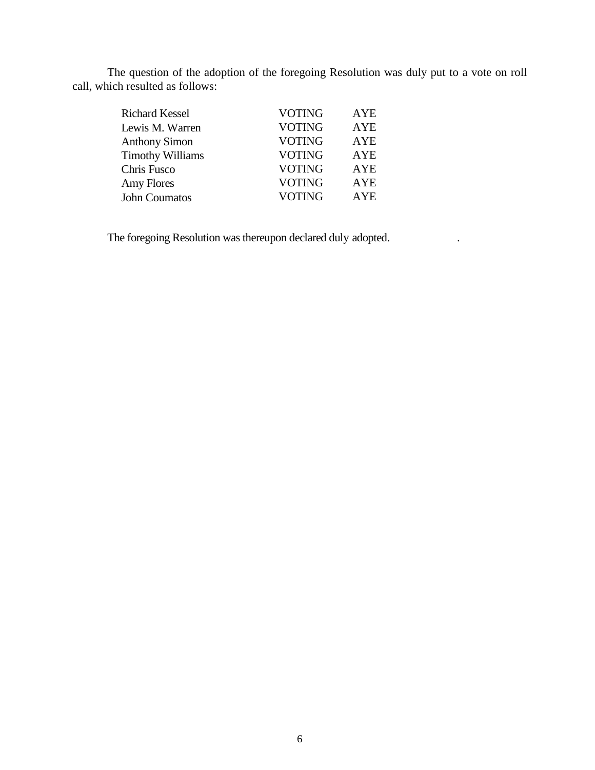The question of the adoption of the foregoing Resolution was duly put to a vote on roll call, which resulted as follows:

| | | |
|---|---|---|
| Richard Kessel | VOTING | AYE |
| Lewis M. Warren | VOTING | AYE |
| Anthony Simon | VOTING | AYE |
| Timothy Williams | VOTING | AYE |
| Chris Fusco | VOTING | AYE |
| Amy Flores | VOTING | AYE |
| John Coumatos | VOTING | AYE |

The foregoing Resolution was thereupon declared duly adopted.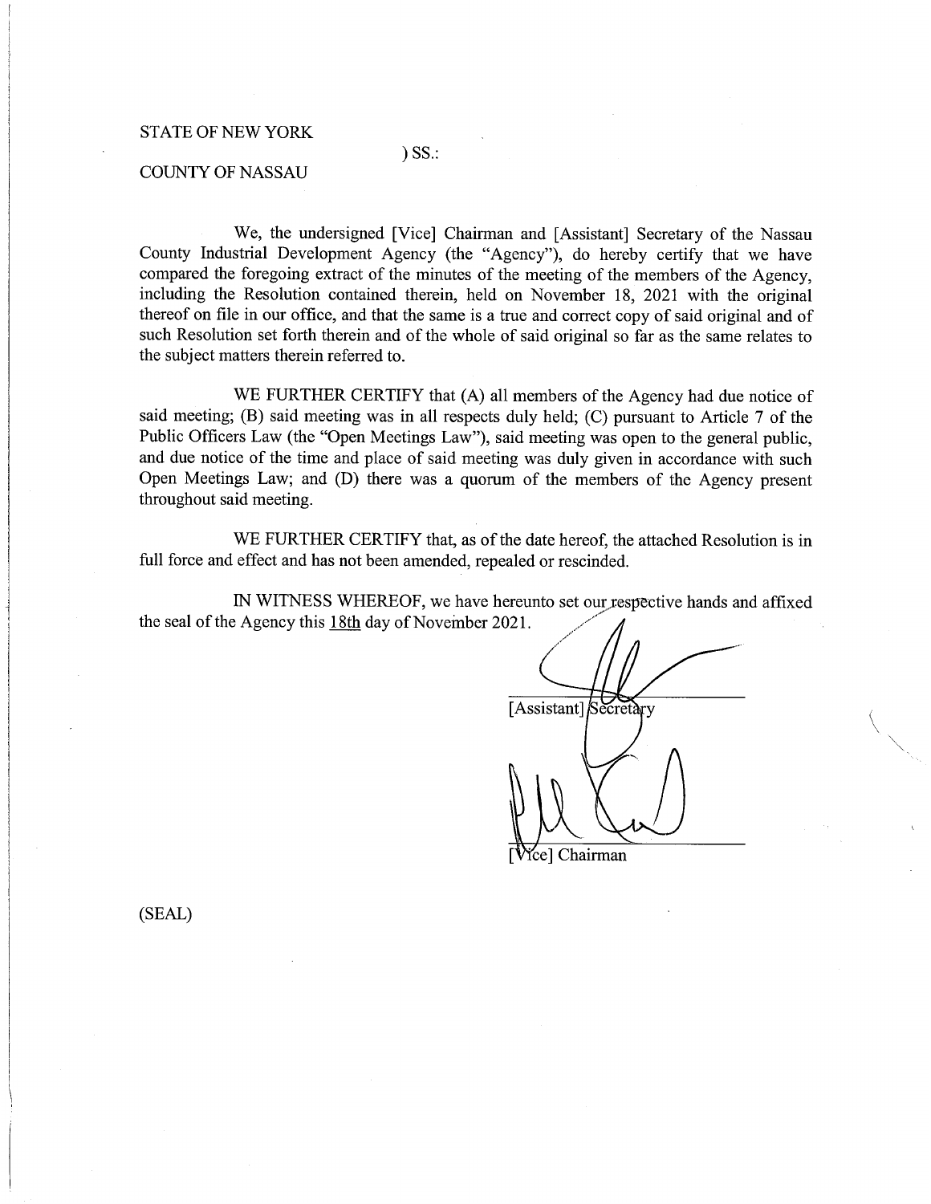STATE OF NEW YORK

) SS.:

COUNTY OF NASSAU

We, the undersigned [Vice] Chairman and [Assistant] Secretary of the Nassau County Industrial Development Agency (the "Agency"), do hereby certify that we have compared the foregoing extract of the minutes of the meeting of the members of the Agency, including the Resolution contained therein, held on November 18, 2021 with the original thereof on file in our office, and that the same is a true and correct copy of said original and of such Resolution set forth therein and of the whole of said original so far as the same relates to the subject matters therein referred to.

WE FURTHER CERTIFY that (A) all members of the Agency had due notice of said meeting; (B) said meeting was in all respects duly held; (C) pursuant to Article 7 of the Public Officers Law (the "Open Meetings Law"), said meeting was open to the general public, and due notice of the time and place of said meeting was duly given in accordance with such Open Meetings Law; and (D) there was a quorum of the members of the Agency present throughout said meeting.

WE FURTHER CERTIFY that, as of the date hereof, the attached Resolution is in full force and effect and has not been amended, repealed or rescinded.

IN WITNESS WHEREOF, we have hereunto set our respective hands and affixed the seal of the Agency this 18th day of November 2021.

[Assistant] Secretary

[Vice] Chairman

(SEAL)